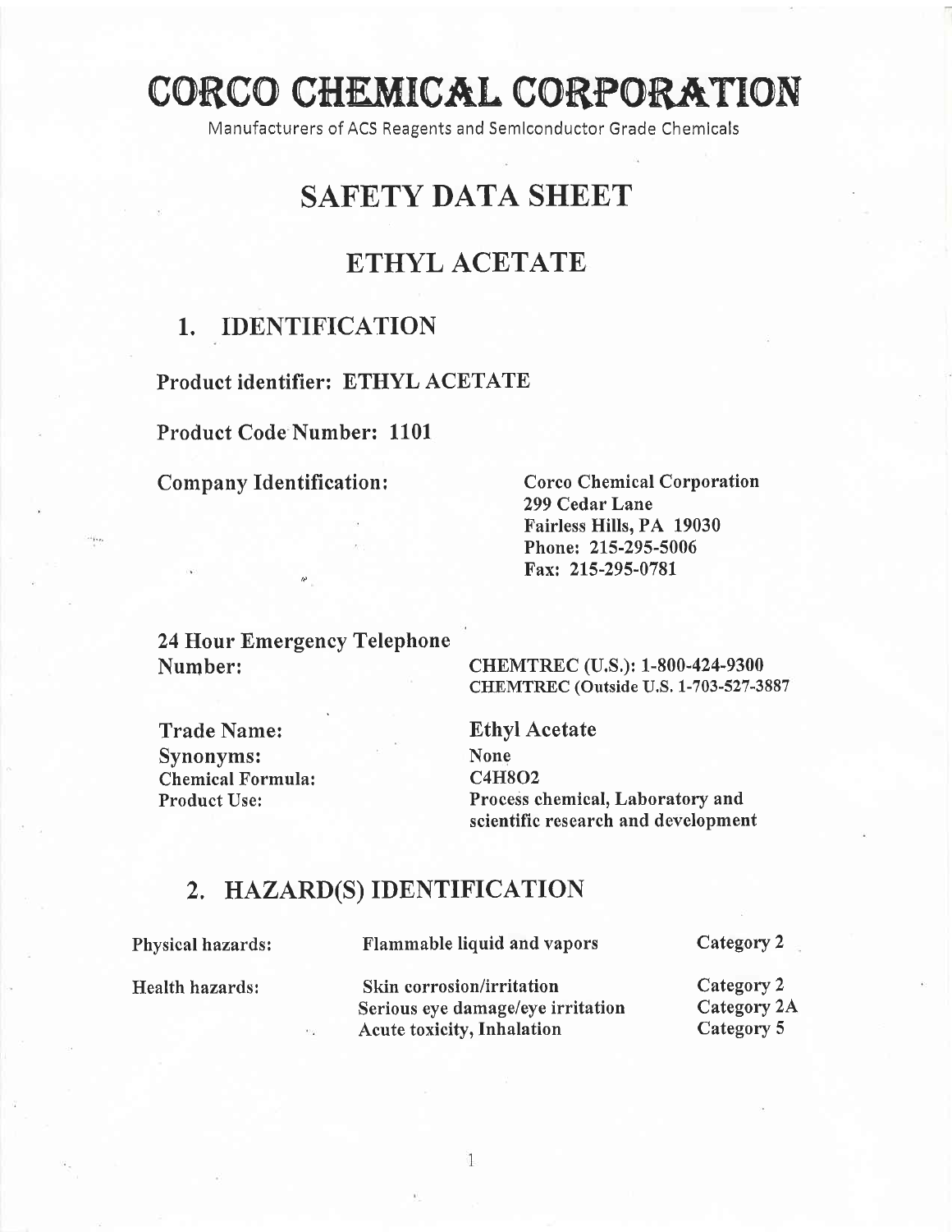# CORCO CHEMICAL CORPORATION

Manufacturers of ACS Reagents and Semiconductor Grade Chemicals

# SAFETY DATA SHEET

## ETHYL ACETATE

### 1. IDENTIFICATION

**Product identifier: ETHYL ACETATE**

**Product Code Number: 1101**

**Company Identification:**

**Corco Chemical Corporation**
**299 Cedar Lane**
**Fairless Hills, PA 19030**
**Phone: 215-295-5006**
**Fax: 215-295-0781**

**24 Hour Emergency Telephone Number:**

**CHEMTREC (U.S.): 1-800-424-9300**
**CHEMTREC (Outside U.S. 1-703-527-3887**

| | |
|---|---|
| **Trade Name:** | **Ethyl Acetate** |
| **Synonyms:** | **None** |
| **Chemical Formula:** | **$C_4H_8O_2$** |
| **Product Use:** | **Process chemical, Laboratory and scientific research and development** |

### 2. HAZARD(S) IDENTIFICATION

| | | |
|---|---|---|
| **Physical hazards:** | **Flammable liquid and vapors** | **Category 2** |
| **Health hazards:** | **Skin corrosion/irritation** | **Category 2** |
| | **Serious eye damage/eye irritation** | **Category 2A** |
| | **Acute toxicity, Inhalation** | **Category 5** |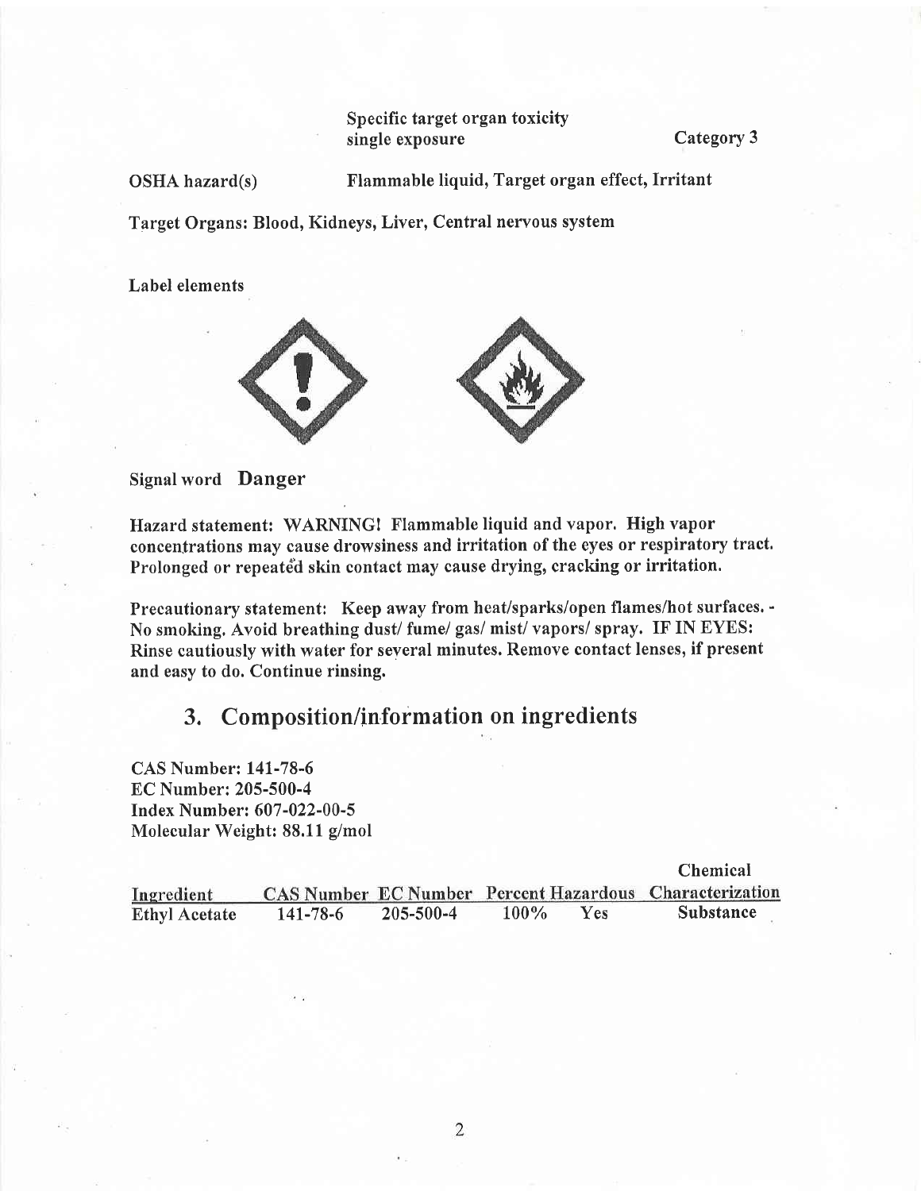| | Specific target organ toxicity single exposure | Category 3 |
|---|---|---|

OSHA hazard(s) Flammable liquid, Target organ effect, Irritant

Target Organs: Blood, Kidneys, Liver, Central nervous system

Label elements

Signal word **Danger**

Hazard statement: WARNING! Flammable liquid and vapor. High vapor concentrations may cause drowsiness and irritation of the eyes or respiratory tract. Prolonged or repeated skin contact may cause drying, cracking or irritation.

Precautionary statement: Keep away from heat/sparks/open flames/hot surfaces. - No smoking. Avoid breathing dust/ fume/ gas/ mist/ vapors/ spray. IF IN EYES: Rinse cautiously with water for several minutes. Remove contact lenses, if present and easy to do. Continue rinsing.

## 3. Composition/information on ingredients

CAS Number: 141-78-6
EC Number: 205-500-4
Index Number: 607-022-00-5
Molecular Weight: 88.11 g/mol

| Ingredient | CAS Number | EC Number | Percent | Hazardous | Chemical Characterization |
|---|---|---|---|---|---|
| Ethyl Acetate | 141-78-6 | 205-500-4 | 100% | Yes | Substance |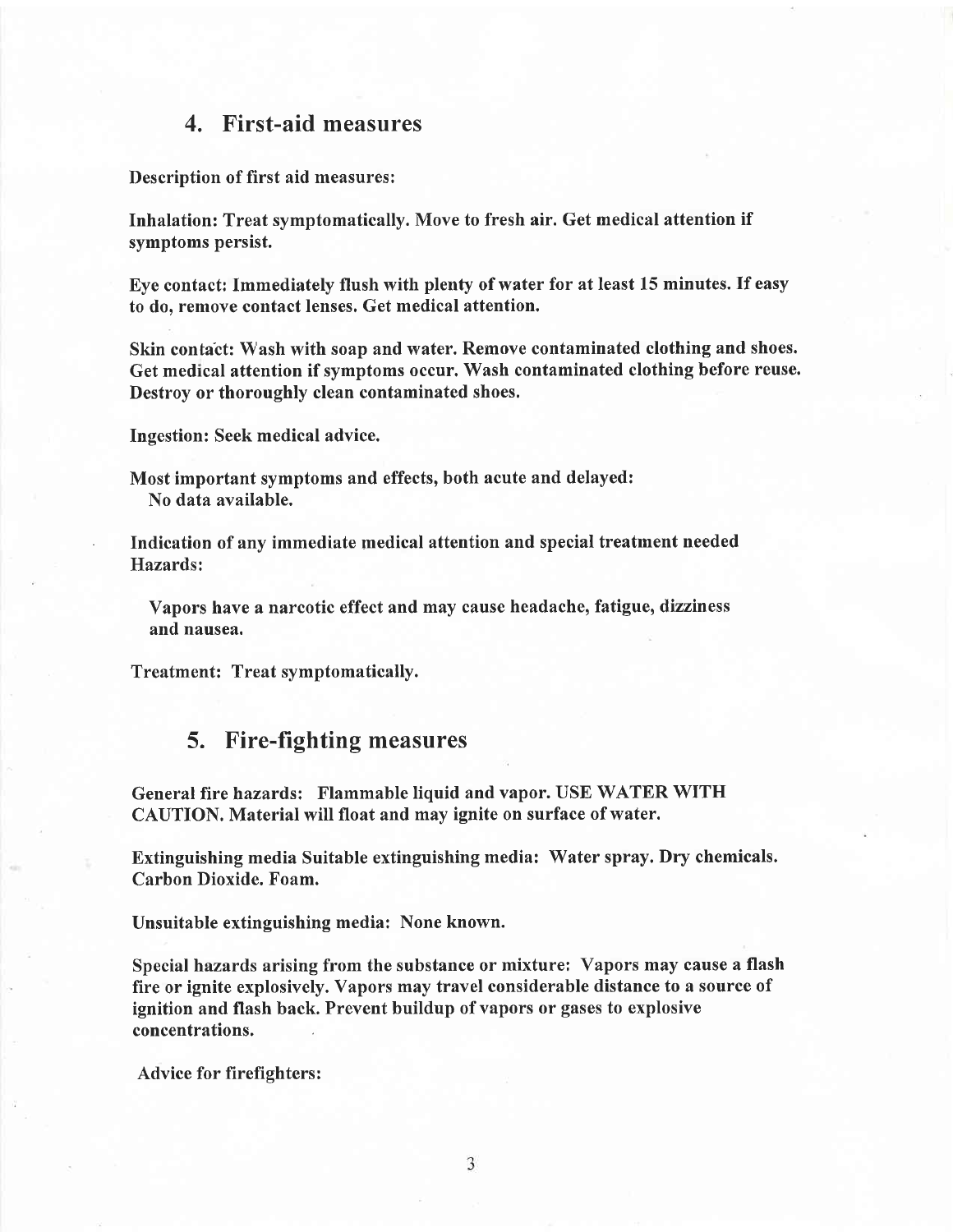## 4. First-aid measures

**Description of first aid measures:**

**Inhalation: Treat symptomatically. Move to fresh air. Get medical attention if symptoms persist.**

**Eye contact: Immediately flush with plenty of water for at least 15 minutes. If easy to do, remove contact lenses. Get medical attention.**

**Skin contact: Wash with soap and water. Remove contaminated clothing and shoes. Get medical attention if symptoms occur. Wash contaminated clothing before reuse. Destroy or thoroughly clean contaminated shoes.**

**Ingestion: Seek medical advice.**

**Most important symptoms and effects, both acute and delayed:**
**No data available.**

**Indication of any immediate medical attention and special treatment needed Hazards:**

**Vapors have a narcotic effect and may cause headache, fatigue, dizziness and nausea.**

**Treatment: Treat symptomatically.**

## 5. Fire-fighting measures

**General fire hazards: Flammable liquid and vapor. USE WATER WITH CAUTION. Material will float and may ignite on surface of water.**

**Extinguishing media Suitable extinguishing media: Water spray. Dry chemicals. Carbon Dioxide. Foam.**

**Unsuitable extinguishing media: None known.**

**Special hazards arising from the substance or mixture: Vapors may cause a flash fire or ignite explosively. Vapors may travel considerable distance to a source of ignition and flash back. Prevent buildup of vapors or gases to explosive concentrations.**

**Advice for firefighters:**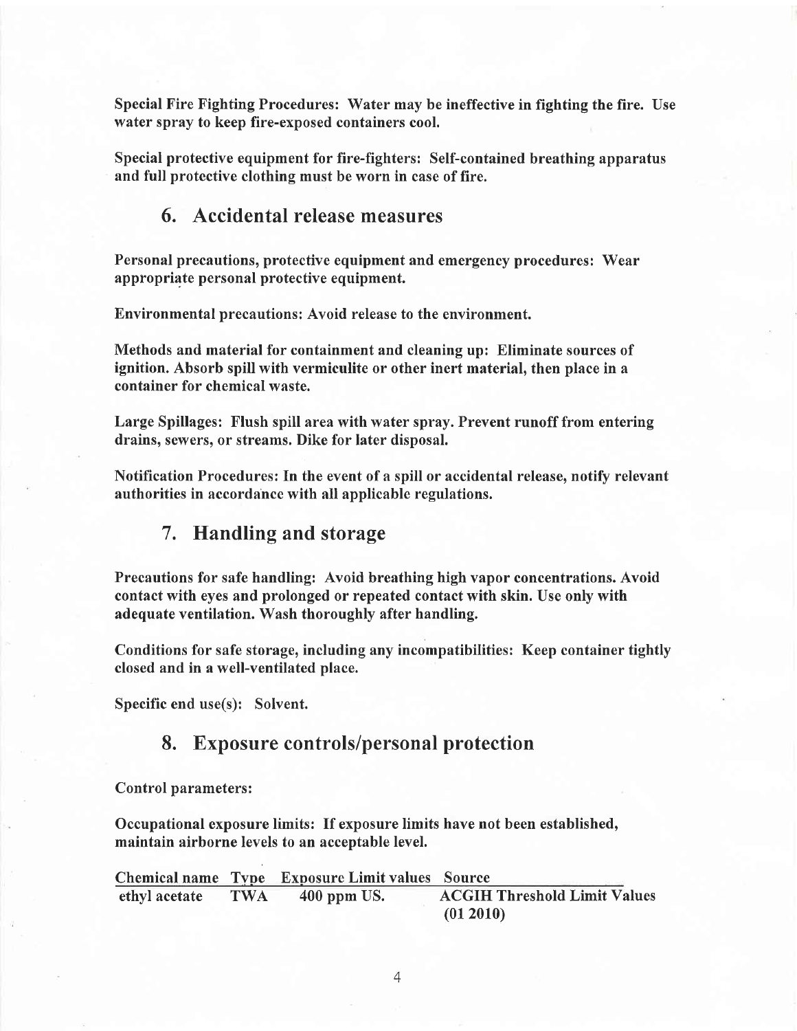**Special Fire Fighting Procedures: Water may be ineffective in fighting the fire. Use water spray to keep fire-exposed containers cool.**

**Special protective equipment for fire-fighters: Self-contained breathing apparatus and full protective clothing must be worn in case of fire.**

## 6. Accidental release measures

**Personal precautions, protective equipment and emergency procedures: Wear appropriate personal protective equipment.**

**Environmental precautions: Avoid release to the environment.**

**Methods and material for containment and cleaning up: Eliminate sources of ignition. Absorb spill with vermiculite or other inert material, then place in a container for chemical waste.**

**Large Spillages: Flush spill area with water spray. Prevent runoff from entering drains, sewers, or streams. Dike for later disposal.**

**Notification Procedures: In the event of a spill or accidental release, notify relevant authorities in accordance with all applicable regulations.**

## 7. Handling and storage

**Precautions for safe handling: Avoid breathing high vapor concentrations. Avoid contact with eyes and prolonged or repeated contact with skin. Use only with adequate ventilation. Wash thoroughly after handling.**

**Conditions for safe storage, including any incompatibilities: Keep container tightly closed and in a well-ventilated place.**

**Specific end use(s): Solvent.**

## 8. Exposure controls/personal protection

**Control parameters:**

**Occupational exposure limits: If exposure limits have not been established, maintain airborne levels to an acceptable level.**

| Chemical name | Type | Exposure Limit values | Source |
|---|---|---|---|
| ethyl acetate | TWA | 400 ppm US. | ACGIH Threshold Limit Values (01 2010) |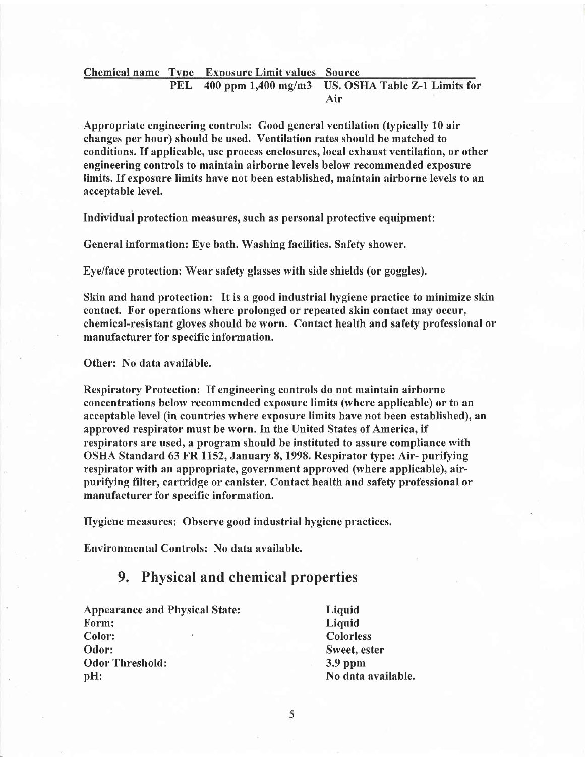| Chemical name | Type | Exposure Limit values | Source |
|---|---|---|---|
| | PEL | 400 ppm 1,400 mg/m3 | US. OSHA Table Z-1 Limits for Air |

**Appropriate engineering controls:** Good general ventilation (typically 10 air changes per hour) should be used. Ventilation rates should be matched to conditions. If applicable, use process enclosures, local exhaust ventilation, or other engineering controls to maintain airborne levels below recommended exposure limits. If exposure limits have not been established, maintain airborne levels to an acceptable level.

**Individual protection measures, such as personal protective equipment:**

**General information:** Eye bath. Washing facilities. Safety shower.

**Eye/face protection:** Wear safety glasses with side shields (or goggles).

**Skin and hand protection:** It is a good industrial hygiene practice to minimize skin contact. For operations where prolonged or repeated skin contact may occur, chemical-resistant gloves should be worn. Contact health and safety professional or manufacturer for specific information.

**Other:** No data available.

**Respiratory Protection:** If engineering controls do not maintain airborne concentrations below recommended exposure limits (where applicable) or to an acceptable level (in countries where exposure limits have not been established), an approved respirator must be worn. In the United States of America, if respirators are used, a program should be instituted to assure compliance with OSHA Standard 63 FR 1152, January 8, 1998. Respirator type: Air- purifying respirator with an appropriate, government approved (where applicable), air-purifying filter, cartridge or canister. Contact health and safety professional or manufacturer for specific information.

**Hygiene measures:** Observe good industrial hygiene practices.

**Environmental Controls:** No data available.

## 9. Physical and chemical properties

| | |
|---|---|
| Appearance and Physical State: | Liquid |
| Form: | Liquid |
| Color: | Colorless |
| Odor: | Sweet, ester |
| Odor Threshold: | 3.9 ppm |
| pH: | No data available. |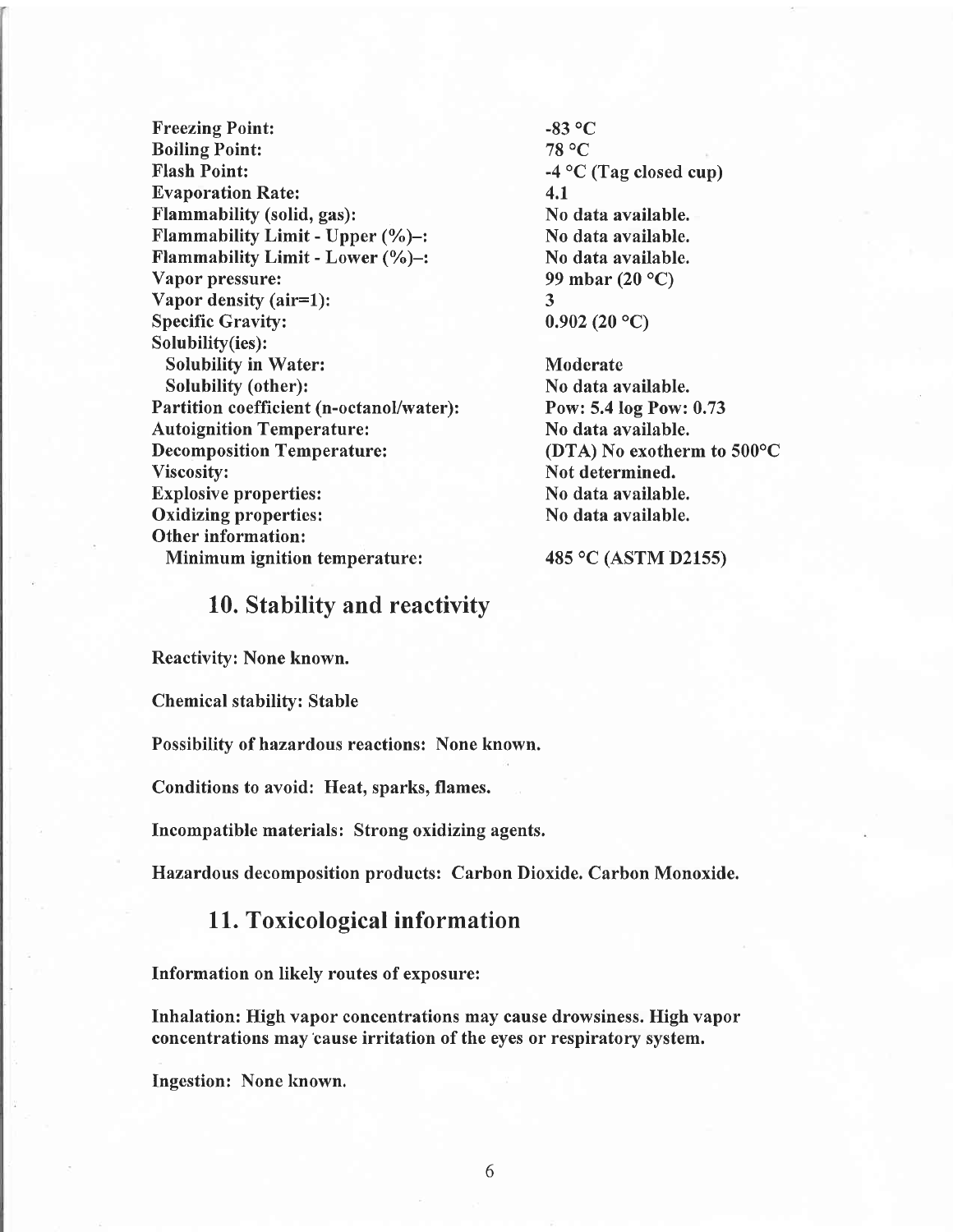| | |
|---|---|
| **Freezing Point:** | **-83 °C** |
| **Boiling Point:** | **78 °C** |
| **Flash Point:** | **-4 °C (Tag closed cup)** |
| **Evaporation Rate:** | **4.1** |
| **Flammability (solid, gas):** | **No data available.** |
| **Flammability Limit - Upper (%)–:** | **No data available.** |
| **Flammability Limit - Lower (%)–:** | **No data available.** |
| **Vapor pressure:** | **99 mbar (20 °C)** |
| **Vapor density (air=1):** | **3** |
| **Specific Gravity:** | **0.902 (20 °C)** |
| **Solubility(ies):** | |
| **Solubility in Water:** | **Moderate** |
| **Solubility (other):** | **No data available.** |
| **Partition coefficient (n-octanol/water):** | **Pow: 5.4 log Pow: 0.73** |
| **Autoignition Temperature:** | **No data available.** |
| **Decomposition Temperature:** | **(DTA) No exotherm to 500°C** |
| **Viscosity:** | **Not determined.** |
| **Explosive properties:** | **No data available.** |
| **Oxidizing properties:** | **No data available.** |
| **Other information:** | |
| **Minimum ignition temperature:** | **485 °C (ASTM D2155)** |

## 10. Stability and reactivity

**Reactivity: None known.**

**Chemical stability: Stable**

**Possibility of hazardous reactions: None known.**

**Conditions to avoid: Heat, sparks, flames.**

**Incompatible materials: Strong oxidizing agents.**

**Hazardous decomposition products: Carbon Dioxide. Carbon Monoxide.**

## 11. Toxicological information

**Information on likely routes of exposure:**

**Inhalation: High vapor concentrations may cause drowsiness. High vapor concentrations may cause irritation of the eyes or respiratory system.**

**Ingestion: None known.**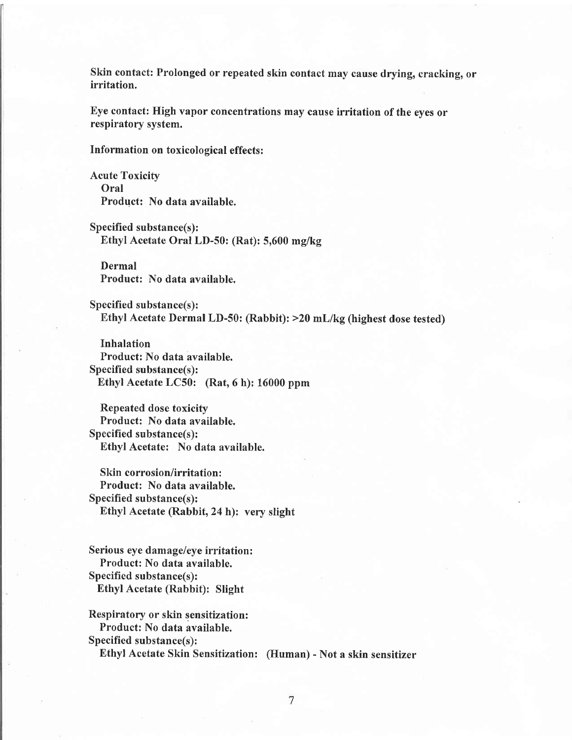**Skin contact: Prolonged or repeated skin contact may cause drying, cracking, or irritation.**

**Eye contact: High vapor concentrations may cause irritation of the eyes or respiratory system.**

**Information on toxicological effects:**

Acute Toxicity

**Oral**

**Product: No data available.**

Specified substance(s):

**Ethyl Acetate Oral LD-50: (Rat): 5,600 mg/kg**

**Dermal**

**Product: No data available.**

Specified substance(s):

**Ethyl Acetate Dermal LD-50: (Rabbit): >20 mL/kg (highest dose tested)**

Inhalation

**Product: No data available.**

Specified substance(s):

**Ethyl Acetate LC50: (Rat, 6 h): 16000 ppm**

Repeated dose toxicity

**Product: No data available.**

Specified substance(s):

**Ethyl Acetate: No data available.**

Skin corrosion/irritation:

**Product: No data available.**

Specified substance(s):

**Ethyl Acetate (Rabbit, 24 h): very slight**

Serious eye damage/eye irritation:

**Product: No data available.**

Specified substance(s):

**Ethyl Acetate (Rabbit): Slight**

Respiratory or skin sensitization:

**Product: No data available.**

Specified substance(s):

**Ethyl Acetate Skin Sensitization: (Human) - Not a skin sensitizer**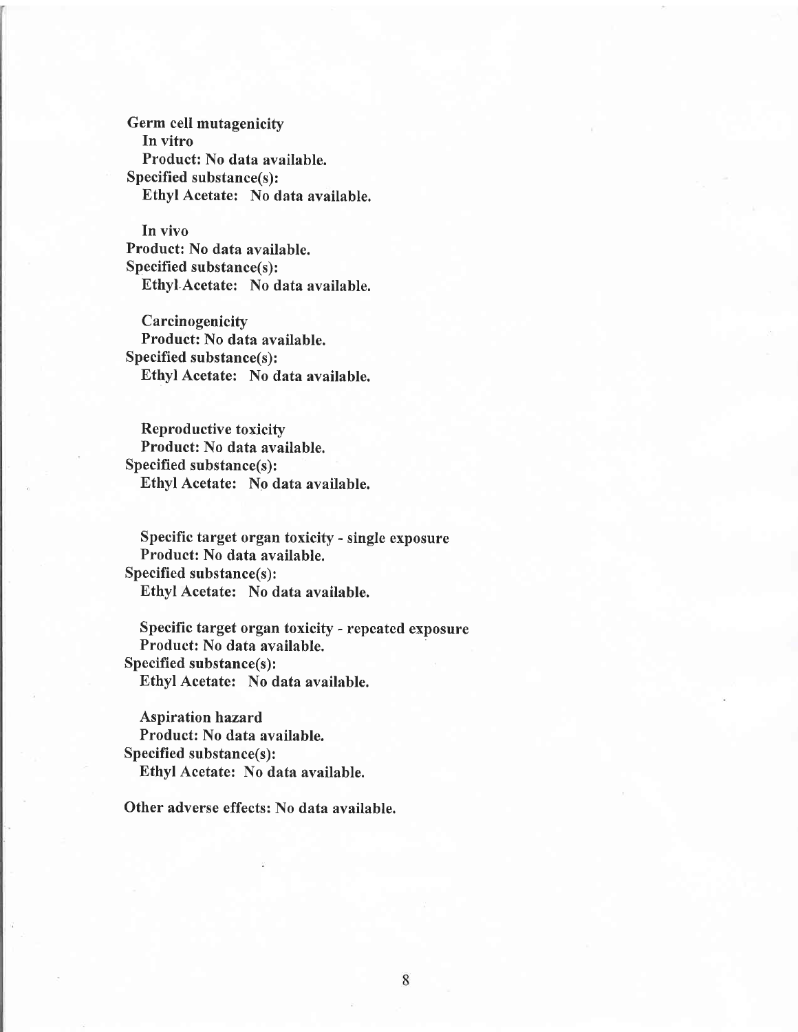**Germ cell mutagenicity**

**In vitro**

**Product: No data available.**

**Specified substance(s):**

**Ethyl Acetate: No data available.**

**In vivo**

**Product: No data available.**

**Specified substance(s):**

**Ethyl Acetate: No data available.**

**Carcinogenicity**

**Product: No data available.**

**Specified substance(s):**

**Ethyl Acetate: No data available.**

**Reproductive toxicity**

**Product: No data available.**

**Specified substance(s):**

**Ethyl Acetate: No data available.**

**Specific target organ toxicity - single exposure**

**Product: No data available.**

**Specified substance(s):**

**Ethyl Acetate: No data available.**

**Specific target organ toxicity - repeated exposure**

**Product: No data available.**

**Specified substance(s):**

**Ethyl Acetate: No data available.**

**Aspiration hazard**

**Product: No data available.**

**Specified substance(s):**

**Ethyl Acetate: No data available.**

**Other adverse effects: No data available.**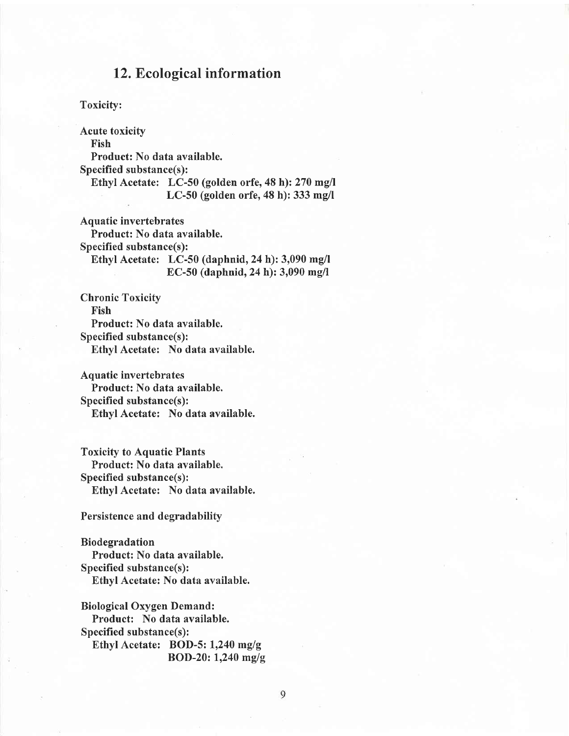## 12. Ecological information

**Toxicity:**

**Acute toxicity**

**Fish**

**Product: No data available.**

**Specified substance(s):**

**Ethyl Acetate: LC-50 (golden orfe, 48 h): 270 mg/l**
**LC-50 (golden orfe, 48 h): 333 mg/l**

**Aquatic invertebrates**

**Product: No data available.**

**Specified substance(s):**

**Ethyl Acetate: LC-50 (daphnid, 24 h): 3,090 mg/l**
**EC-50 (daphnid, 24 h): 3,090 mg/l**

**Chronic Toxicity**

**Fish**

**Product: No data available.**

**Specified substance(s):**

**Ethyl Acetate: No data available.**

**Aquatic invertebrates**

**Product: No data available.**

**Specified substance(s):**

**Ethyl Acetate: No data available.**

**Toxicity to Aquatic Plants**

**Product: No data available.**

**Specified substance(s):**

**Ethyl Acetate: No data available.**

**Persistence and degradability**

**Biodegradation**

**Product: No data available.**

**Specified substance(s):**

**Ethyl Acetate: No data available.**

**Biological Oxygen Demand:**

**Product: No data available.**

**Specified substance(s):**

**Ethyl Acetate: BOD-5: 1,240 mg/g**
**BOD-20: 1,240 mg/g**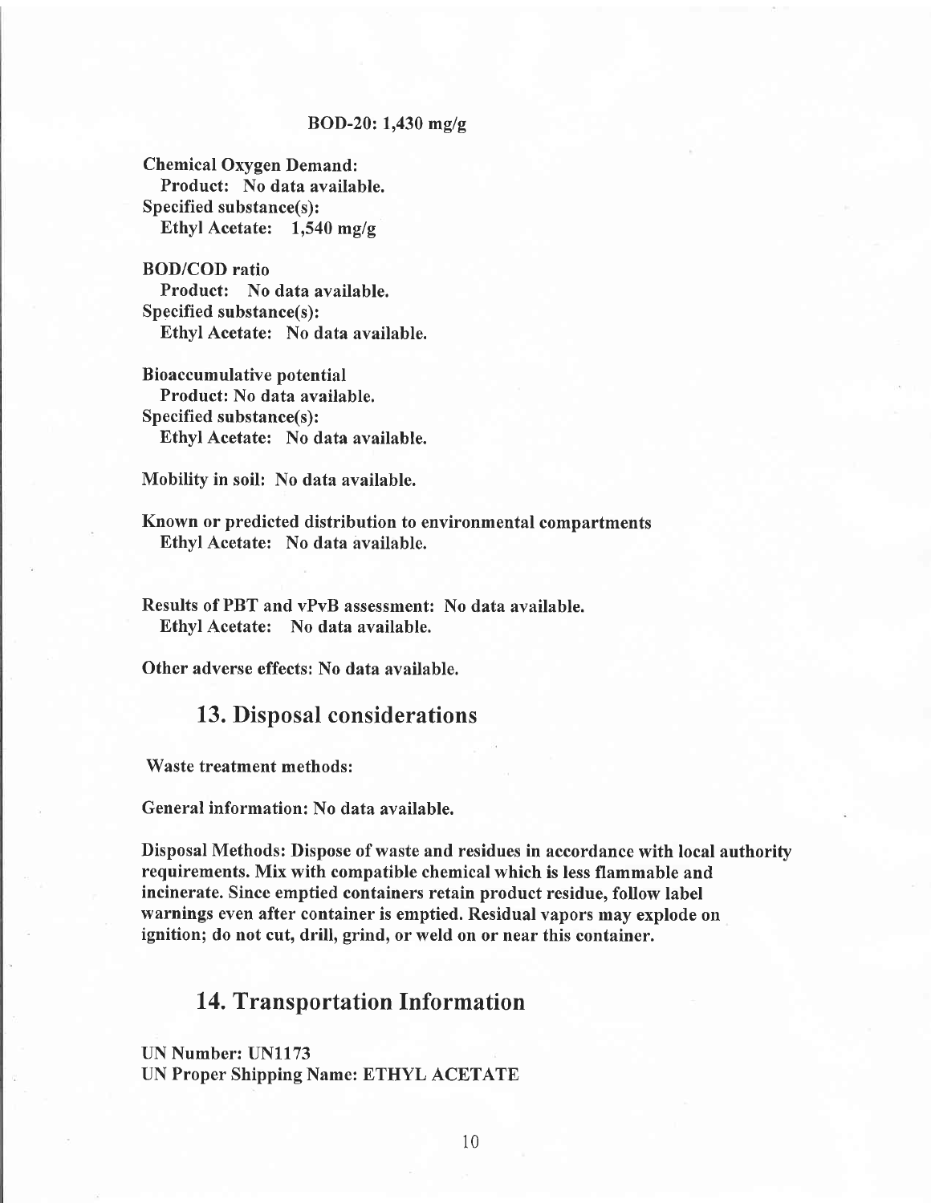BOD-20: 1,430 mg/g

Chemical Oxygen Demand:
  Product: No data available.
Specified substance(s):
  Ethyl Acetate: 1,540 mg/g

BOD/COD ratio
  Product: No data available.
Specified substance(s):
  Ethyl Acetate: No data available.

Bioaccumulative potential
  Product: No data available.
Specified substance(s):
  Ethyl Acetate: No data available.

Mobility in soil: No data available.

Known or predicted distribution to environmental compartments
  Ethyl Acetate: No data available.

Results of PBT and vPvB assessment: No data available.
  Ethyl Acetate: No data available.

Other adverse effects: No data available.

## 13. Disposal considerations

Waste treatment methods:

General information: No data available.

Disposal Methods: Dispose of waste and residues in accordance with local authority requirements. Mix with compatible chemical which is less flammable and incinerate. Since emptied containers retain product residue, follow label warnings even after container is emptied. Residual vapors may explode on ignition; do not cut, drill, grind, or weld on or near this container.

## 14. Transportation Information

UN Number: UN1173
UN Proper Shipping Name: ETHYL ACETATE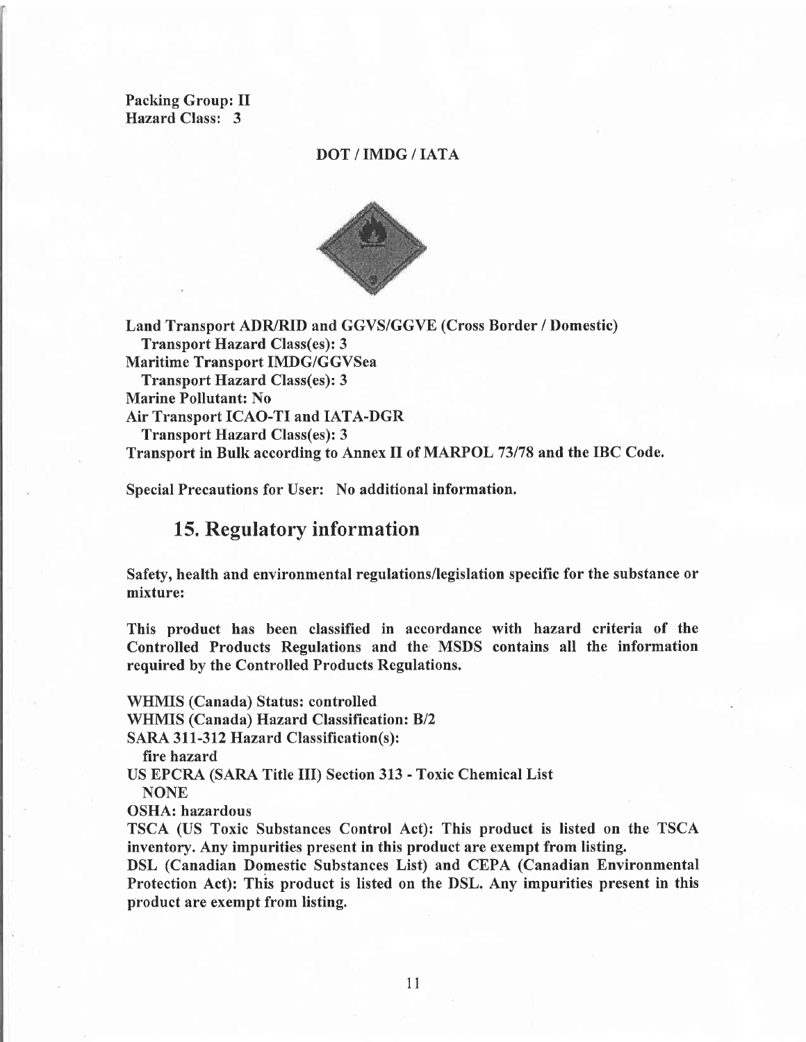**Packing Group: II**
**Hazard Class: 3**

**DOT / IMDG / IATA**

**Land Transport ADR/RID and GGVS/GGVE (Cross Border / Domestic)**
**Transport Hazard Class(es): 3**
**Maritime Transport IMDG/GGVSea**
**Transport Hazard Class(es): 3**
**Marine Pollutant: No**
**Air Transport ICAO-TI and IATA-DGR**
**Transport Hazard Class(es): 3**
**Transport in Bulk according to Annex II of MARPOL 73/78 and the IBC Code.**

**Special Precautions for User: No additional information.**

## 15. Regulatory information

**Safety, health and environmental regulations/legislation specific for the substance or mixture:**

**This product has been classified in accordance with hazard criteria of the Controlled Products Regulations and the MSDS contains all the information required by the Controlled Products Regulations.**

**WHMIS (Canada) Status: controlled**
**WHMIS (Canada) Hazard Classification: B/2**
**SARA 311-312 Hazard Classification(s):**
**fire hazard**
**US EPCRA (SARA Title III) Section 313 - Toxic Chemical List**
**NONE**
**OSHA: hazardous**
**TSCA (US Toxic Substances Control Act): This product is listed on the TSCA inventory. Any impurities present in this product are exempt from listing.**
**DSL (Canadian Domestic Substances List) and CEPA (Canadian Environmental Protection Act): This product is listed on the DSL. Any impurities present in this product are exempt from listing.**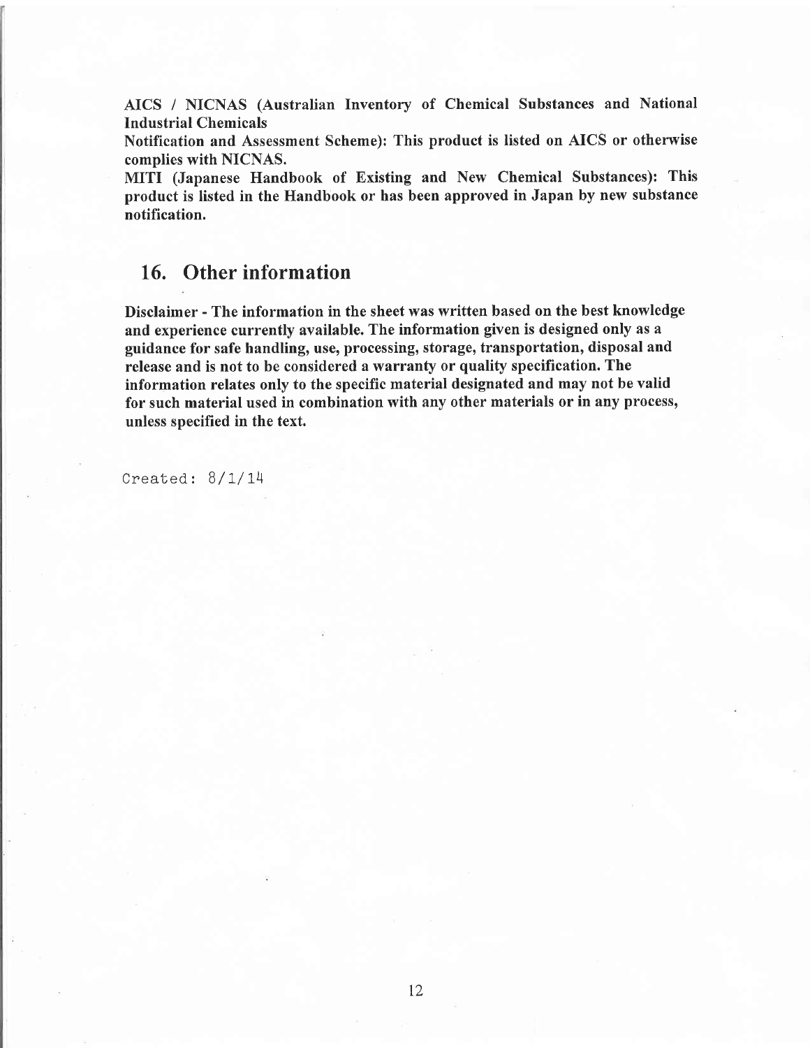**AICS / NICNAS (Australian Inventory of Chemical Substances and National Industrial Chemicals Notification and Assessment Scheme): This product is listed on AICS or otherwise complies with NICNAS.**

**MITI (Japanese Handbook of Existing and New Chemical Substances): This product is listed in the Handbook or has been approved in Japan by new substance notification.**

## 16. Other information

**Disclaimer - The information in the sheet was written based on the best knowledge and experience currently available. The information given is designed only as a guidance for safe handling, use, processing, storage, transportation, disposal and release and is not to be considered a warranty or quality specification. The information relates only to the specific material designated and may not be valid for such material used in combination with any other materials or in any process, unless specified in the text.**

Created: 8/1/14